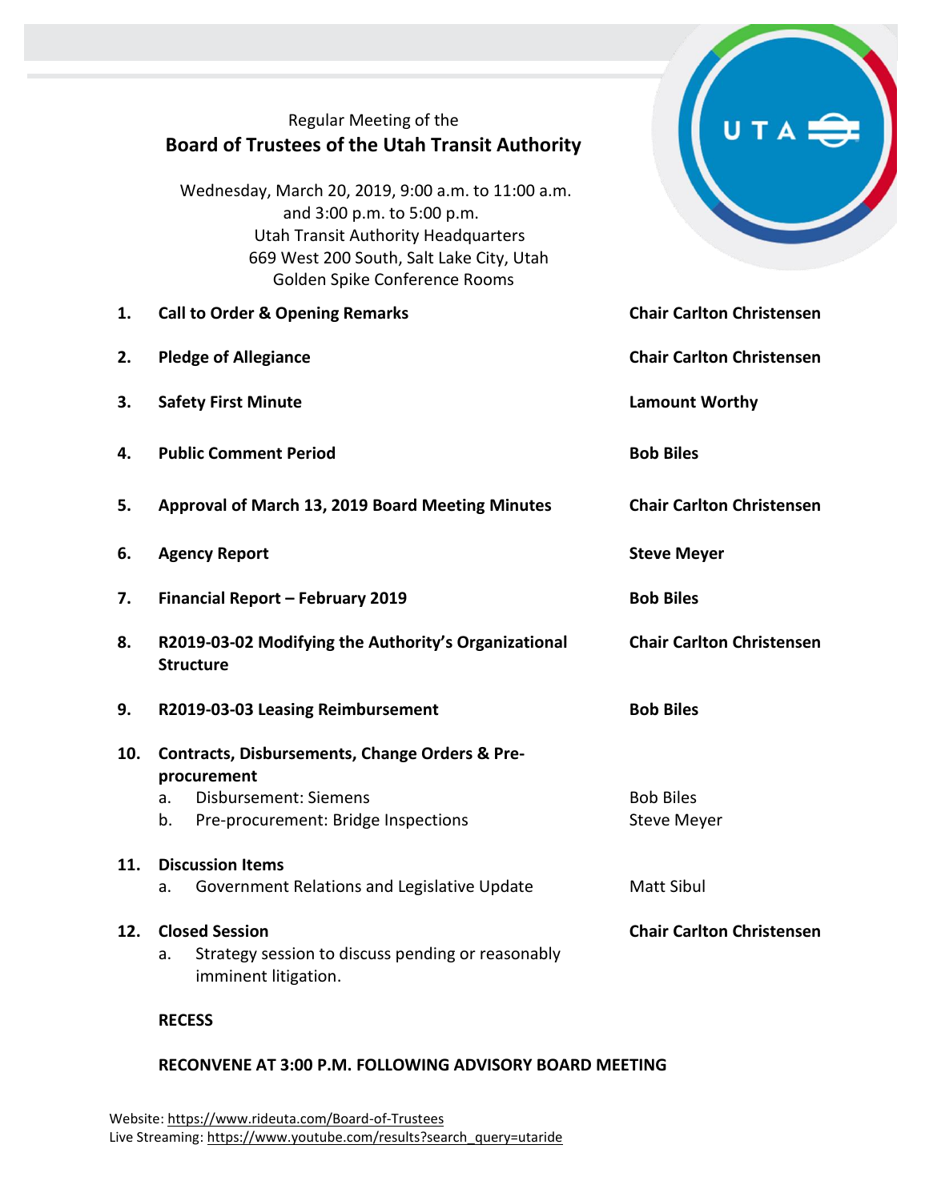Regular Meeting of the

# Board of Trustees of the Utah Transit Authority

Wednesday, March 20, 2019, 9:00 a.m. to 11:00 a.m.
and 3:00 p.m. to 5:00 p.m.
Utah Transit Authority Headquarters
669 West 200 South, Salt Lake City, Utah
Golden Spike Conference Rooms

| | | |
|---|---|---|
| **1.** | **Call to Order & Opening Remarks** | **Chair Carlton Christensen** |
| **2.** | **Pledge of Allegiance** | **Chair Carlton Christensen** |
| **3.** | **Safety First Minute** | **Lamount Worthy** |
| **4.** | **Public Comment Period** | **Bob Biles** |
| **5.** | **Approval of March 13, 2019 Board Meeting Minutes** | **Chair Carlton Christensen** |
| **6.** | **Agency Report** | **Steve Meyer** |
| **7.** | **Financial Report – February 2019** | **Bob Biles** |
| **8.** | **R2019-03-02 Modifying the Authority's Organizational Structure** | **Chair Carlton Christensen** |
| **9.** | **R2019-03-03 Leasing Reimbursement** | **Bob Biles** |
| **10.** | **Contracts, Disbursements, Change Orders & Pre-procurement** | |
| | a. Disbursement: Siemens | Bob Biles |
| | b. Pre-procurement: Bridge Inspections | Steve Meyer |
| **11.** | **Discussion Items** | |
| | a. Government Relations and Legislative Update | Matt Sibul |
| **12.** | **Closed Session** | **Chair Carlton Christensen** |
| | a. Strategy session to discuss pending or reasonably imminent litigation. | |

**RECESS**

**RECONVENE AT 3:00 P.M. FOLLOWING ADVISORY BOARD MEETING**

Website: https://www.rideuta.com/Board-of-Trustees
Live Streaming: https://www.youtube.com/results?search_query=utaride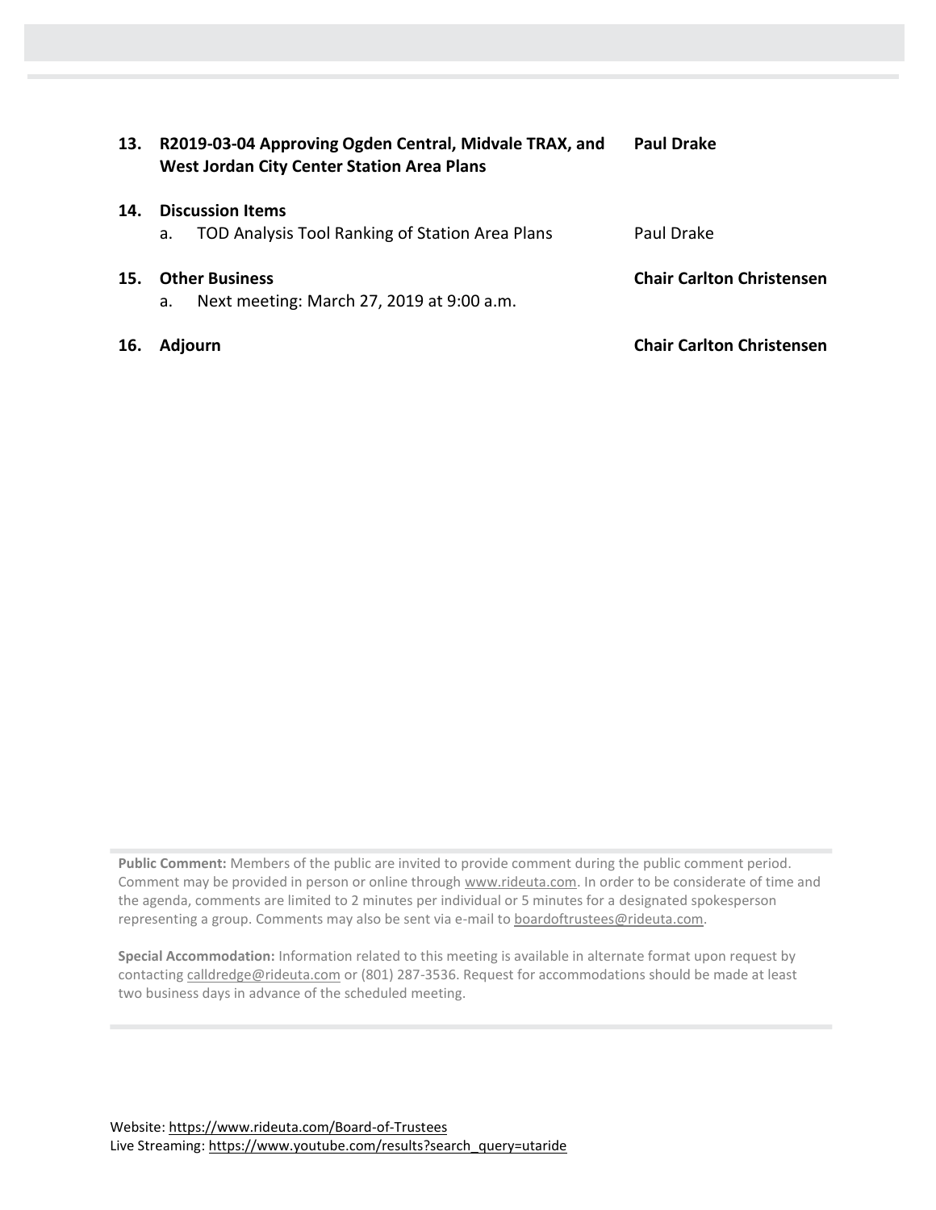**13. R2019-03-04 Approving Ogden Central, Midvale TRAX, and West Jordan City Center Station Area Plans** — **Paul Drake**

**14. Discussion Items**

a. TOD Analysis Tool Ranking of Station Area Plans — Paul Drake

**15. Other Business** — **Chair Carlton Christensen**

a. Next meeting: March 27, 2019 at 9:00 a.m.

**16. Adjourn** — **Chair Carlton Christensen**

**Public Comment:** Members of the public are invited to provide comment during the public comment period. Comment may be provided in person or online through www.rideuta.com. In order to be considerate of time and the agenda, comments are limited to 2 minutes per individual or 5 minutes for a designated spokesperson representing a group. Comments may also be sent via e-mail to boardoftrustees@rideuta.com.

**Special Accommodation:** Information related to this meeting is available in alternate format upon request by contacting calldredge@rideuta.com or (801) 287-3536. Request for accommodations should be made at least two business days in advance of the scheduled meeting.

Website: https://www.rideuta.com/Board-of-Trustees
Live Streaming: https://www.youtube.com/results?search_query=utaride